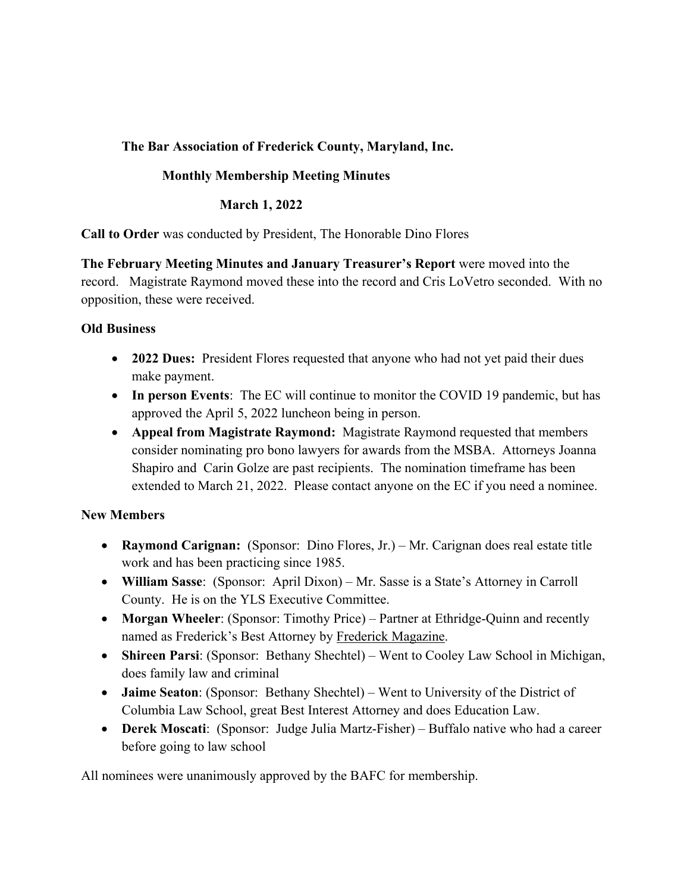**The Bar Association of Frederick County, Maryland, Inc.**

**Monthly Membership Meeting Minutes**

**March 1, 2022**

**Call to Order** was conducted by President, The Honorable Dino Flores

**The February Meeting Minutes and January Treasurer's Report** were moved into the record. Magistrate Raymond moved these into the record and Cris LoVetro seconded. With no opposition, these were received.

**Old Business**

- **2022 Dues:** President Flores requested that anyone who had not yet paid their dues make payment.
- **In person Events**: The EC will continue to monitor the COVID 19 pandemic, but has approved the April 5, 2022 luncheon being in person.
- **Appeal from Magistrate Raymond:** Magistrate Raymond requested that members consider nominating pro bono lawyers for awards from the MSBA. Attorneys Joanna Shapiro and Carin Golze are past recipients. The nomination timeframe has been extended to March 21, 2022. Please contact anyone on the EC if you need a nominee.

**New Members**

- **Raymond Carignan:** (Sponsor: Dino Flores, Jr.) – Mr. Carignan does real estate title work and has been practicing since 1985.
- **William Sasse**: (Sponsor: April Dixon) – Mr. Sasse is a State's Attorney in Carroll County. He is on the YLS Executive Committee.
- **Morgan Wheeler**: (Sponsor: Timothy Price) – Partner at Ethridge-Quinn and recently named as Frederick's Best Attorney by Frederick Magazine.
- **Shireen Parsi**: (Sponsor: Bethany Shechtel) – Went to Cooley Law School in Michigan, does family law and criminal
- **Jaime Seaton**: (Sponsor: Bethany Shechtel) – Went to University of the District of Columbia Law School, great Best Interest Attorney and does Education Law.
- **Derek Moscati**: (Sponsor: Judge Julia Martz-Fisher) – Buffalo native who had a career before going to law school

All nominees were unanimously approved by the BAFC for membership.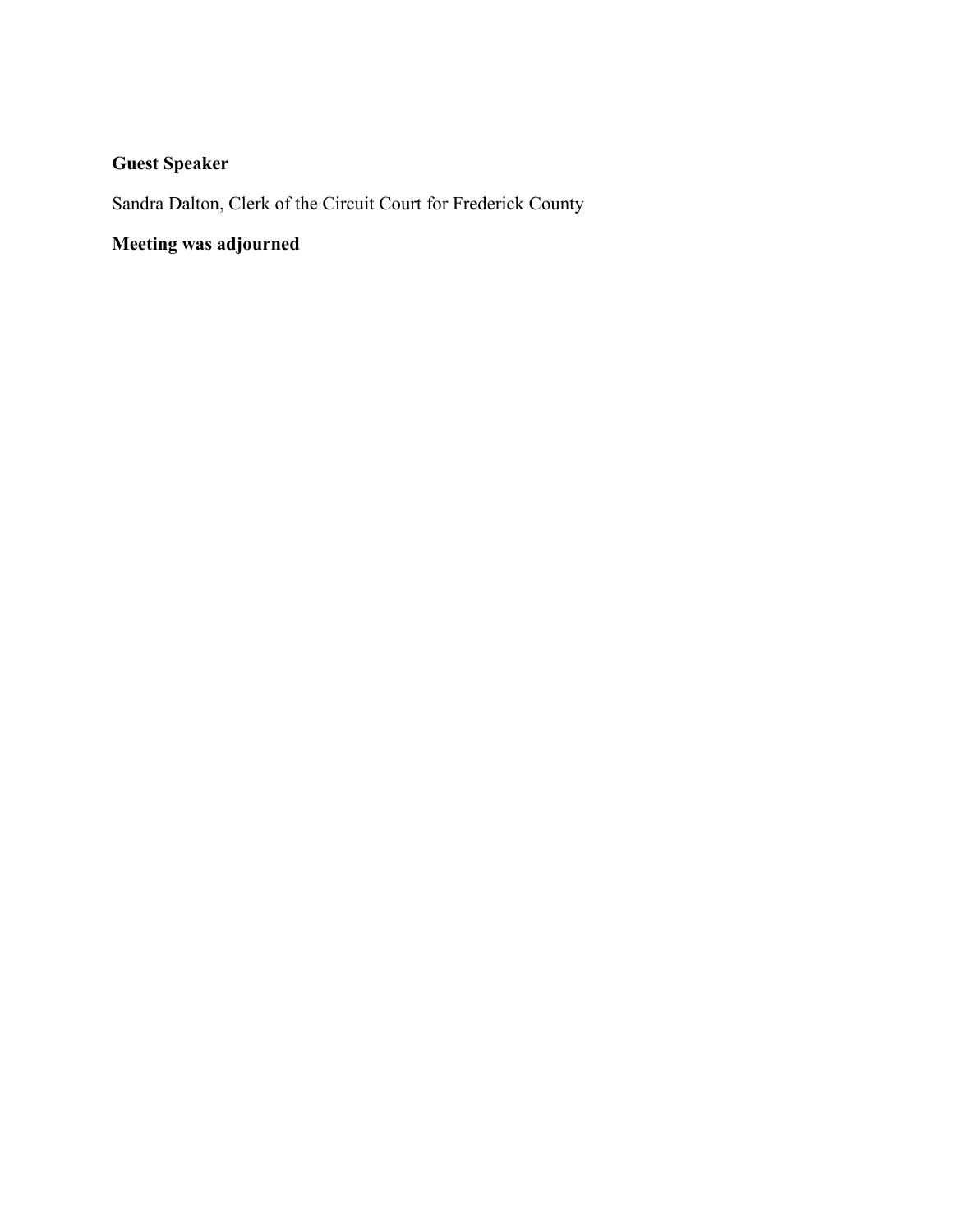**Guest Speaker**

Sandra Dalton, Clerk of the Circuit Court for Frederick County

**Meeting was adjourned**